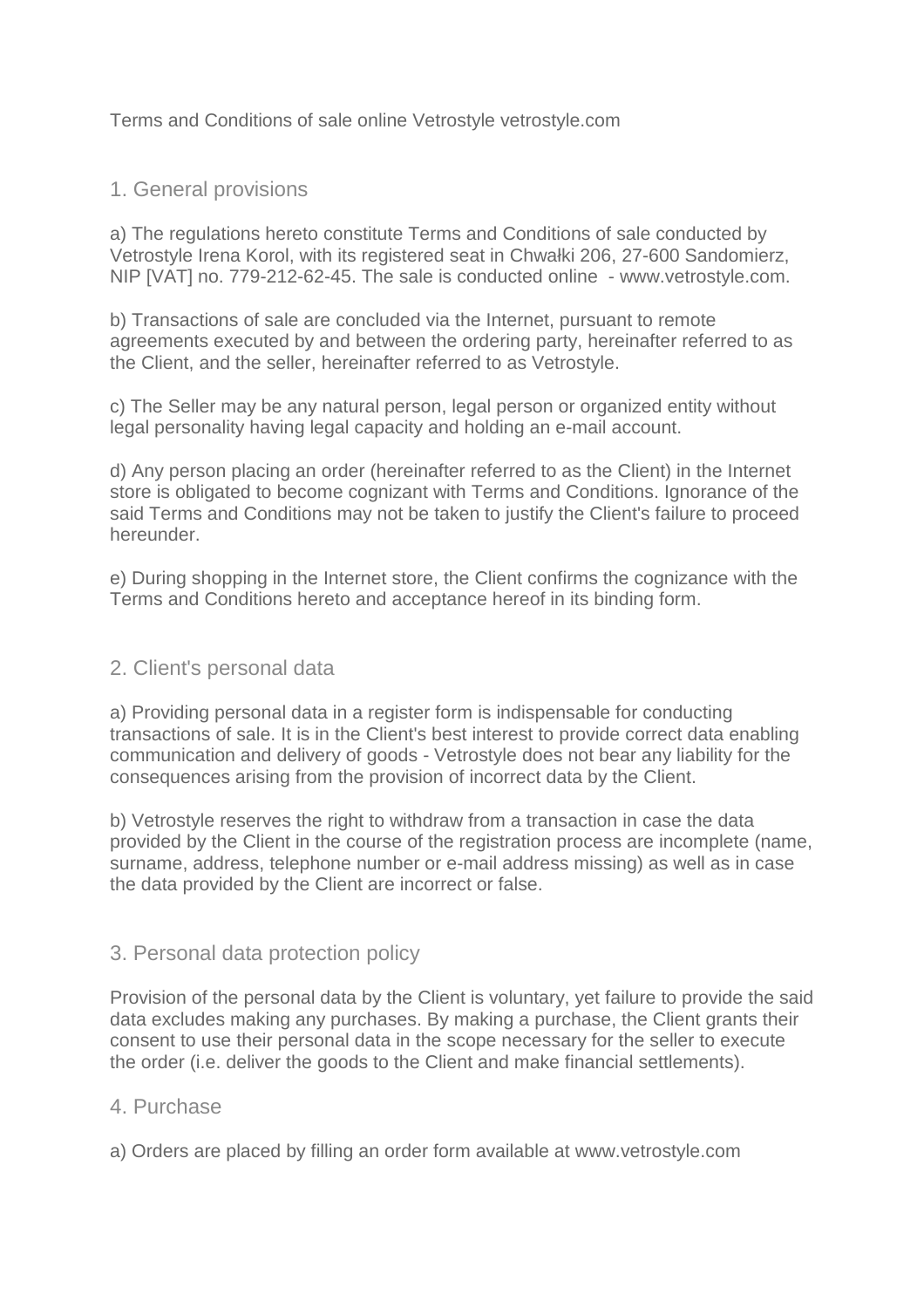Terms and Conditions of sale online Vetrostyle vetrostyle.com

## 1. General provisions

a) The regulations hereto constitute Terms and Conditions of sale conducted by Vetrostyle Irena Korol, with its registered seat in Chwałki 206, 27-600 Sandomierz, NIP [VAT] no. 779-212-62-45. The sale is conducted online - www.vetrostyle.com.

b) Transactions of sale are concluded via the Internet, pursuant to remote agreements executed by and between the ordering party, hereinafter referred to as the Client, and the seller, hereinafter referred to as Vetrostyle.

c) The Seller may be any natural person, legal person or organized entity without legal personality having legal capacity and holding an e-mail account.

d) Any person placing an order (hereinafter referred to as the Client) in the Internet store is obligated to become cognizant with Terms and Conditions. Ignorance of the said Terms and Conditions may not be taken to justify the Client's failure to proceed hereunder.

e) During shopping in the Internet store, the Client confirms the cognizance with the Terms and Conditions hereto and acceptance hereof in its binding form.

## 2. Client's personal data

a) Providing personal data in a register form is indispensable for conducting transactions of sale. It is in the Client's best interest to provide correct data enabling communication and delivery of goods - Vetrostyle does not bear any liability for the consequences arising from the provision of incorrect data by the Client.

b) Vetrostyle reserves the right to withdraw from a transaction in case the data provided by the Client in the course of the registration process are incomplete (name, surname, address, telephone number or e-mail address missing) as well as in case the data provided by the Client are incorrect or false.

## 3. Personal data protection policy

Provision of the personal data by the Client is voluntary, yet failure to provide the said data excludes making any purchases. By making a purchase, the Client grants their consent to use their personal data in the scope necessary for the seller to execute the order (i.e. deliver the goods to the Client and make financial settlements).

## 4. Purchase

a) Orders are placed by filling an order form available at www.vetrostyle.com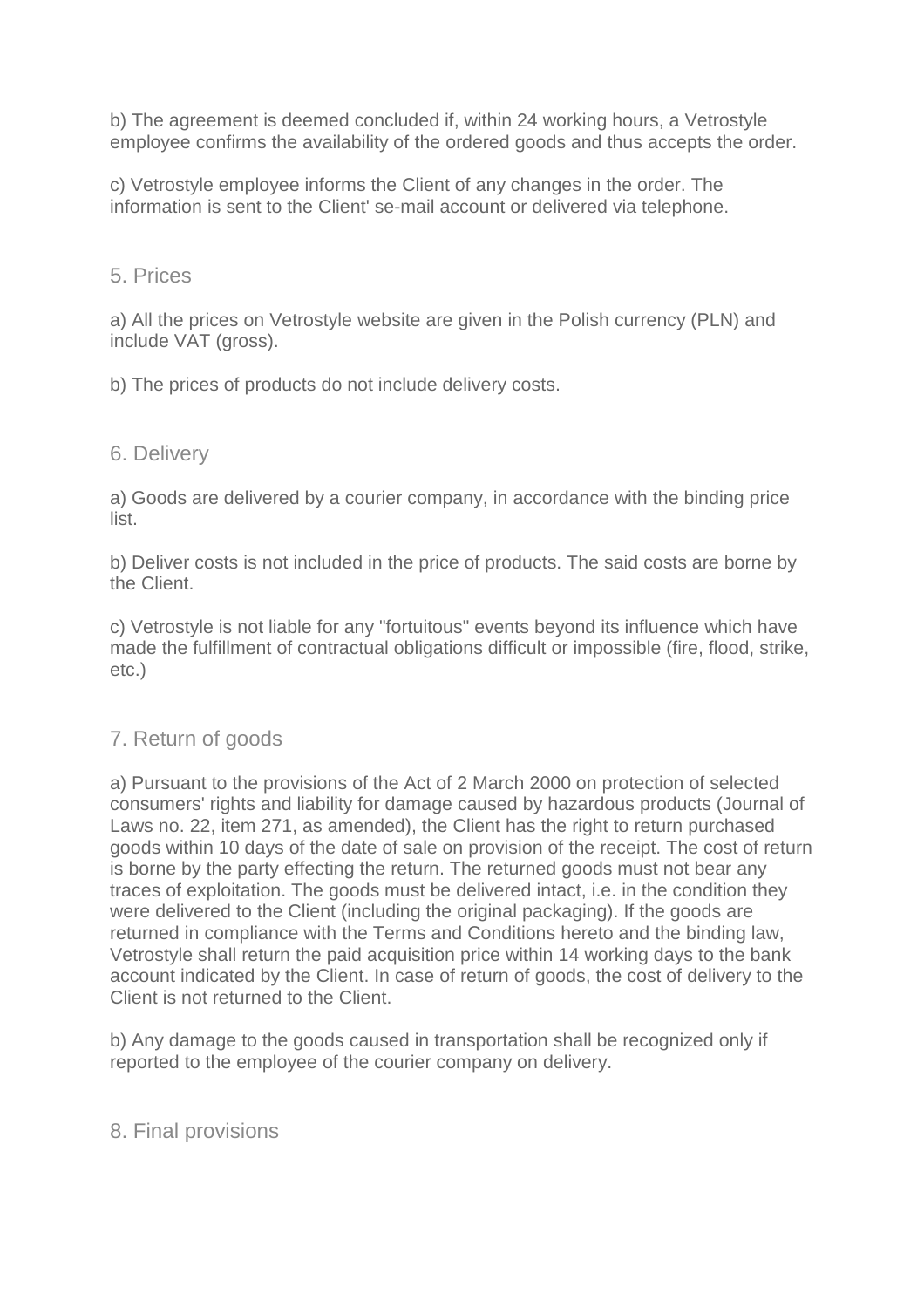b) The agreement is deemed concluded if, within 24 working hours, a Vetrostyle employee confirms the availability of the ordered goods and thus accepts the order.

c) Vetrostyle employee informs the Client of any changes in the order. The information is sent to the Client' se-mail account or delivered via telephone.

## 5. Prices

a) All the prices on Vetrostyle website are given in the Polish currency (PLN) and include VAT (gross).

b) The prices of products do not include delivery costs.

## 6. Delivery

a) Goods are delivered by a courier company, in accordance with the binding price list.

b) Deliver costs is not included in the price of products. The said costs are borne by the Client.

c) Vetrostyle is not liable for any "fortuitous" events beyond its influence which have made the fulfillment of contractual obligations difficult or impossible (fire, flood, strike, etc.)

## 7. Return of goods

a) Pursuant to the provisions of the Act of 2 March 2000 on protection of selected consumers' rights and liability for damage caused by hazardous products (Journal of Laws no. 22, item 271, as amended), the Client has the right to return purchased goods within 10 days of the date of sale on provision of the receipt. The cost of return is borne by the party effecting the return. The returned goods must not bear any traces of exploitation. The goods must be delivered intact, i.e. in the condition they were delivered to the Client (including the original packaging). If the goods are returned in compliance with the Terms and Conditions hereto and the binding law, Vetrostyle shall return the paid acquisition price within 14 working days to the bank account indicated by the Client. In case of return of goods, the cost of delivery to the Client is not returned to the Client.

b) Any damage to the goods caused in transportation shall be recognized only if reported to the employee of the courier company on delivery.

## 8. Final provisions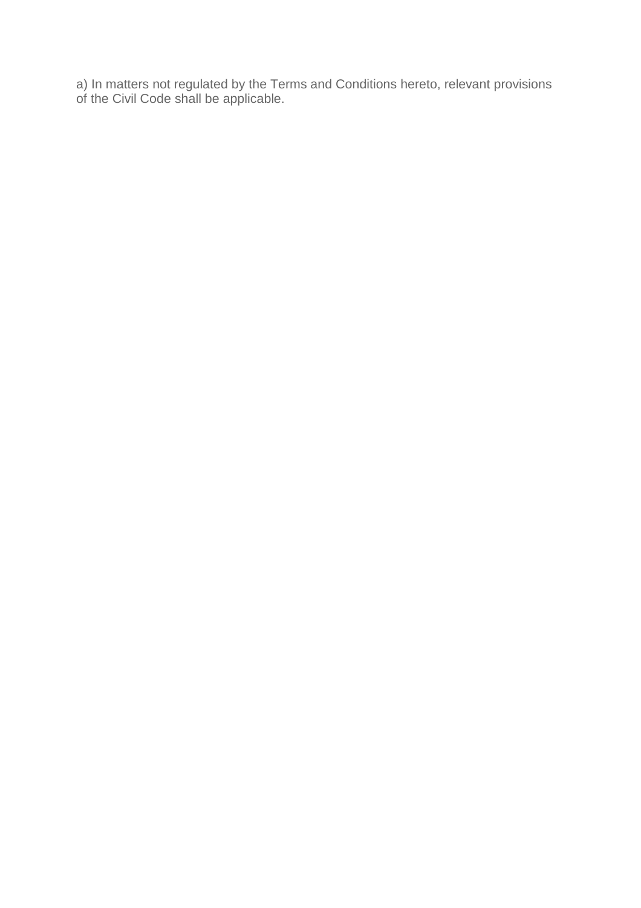a) In matters not regulated by the Terms and Conditions hereto, relevant provisions of the Civil Code shall be applicable.